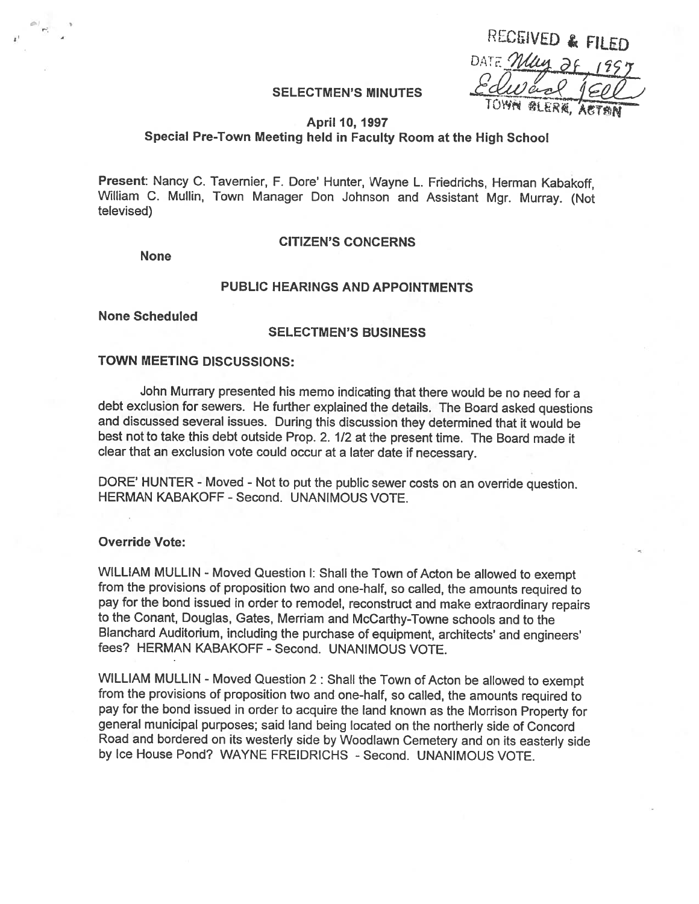RECEIVED & FILED
DATE May 26, 1997
Edward Fell
TOWN CLERK, ACTON

# SELECTMEN'S MINUTES

**April 10, 1997**
**Special Pre-Town Meeting held in Faculty Room at the High School**

**Present**: Nancy C. Tavernier, F. Dore' Hunter, Wayne L. Friedrichs, Herman Kabakoff, William C. Mullin, Town Manager Don Johnson and Assistant Mgr. Murray. (Not televised)

## CITIZEN'S CONCERNS

**None**

## PUBLIC HEARINGS AND APPOINTMENTS

**None Scheduled**

## SELECTMEN'S BUSINESS

**TOWN MEETING DISCUSSIONS:**

John Murrary presented his memo indicating that there would be no need for a debt exclusion for sewers. He further explained the details. The Board asked questions and discussed several issues. During this discussion they determined that it would be best not to take this debt outside Prop. 2. 1/2 at the present time. The Board made it clear that an exclusion vote could occur at a later date if necessary.

DORE' HUNTER - Moved - Not to put the public sewer costs on an override question. HERMAN KABAKOFF - Second. UNANIMOUS VOTE.

**Override Vote:**

WILLIAM MULLIN - Moved Question I: Shall the Town of Acton be allowed to exempt from the provisions of proposition two and one-half, so called, the amounts required to pay for the bond issued in order to remodel, reconstruct and make extraordinary repairs to the Conant, Douglas, Gates, Merriam and McCarthy-Towne schools and to the Blanchard Auditorium, including the purchase of equipment, architects' and engineers' fees? HERMAN KABAKOFF - Second. UNANIMOUS VOTE.

WILLIAM MULLIN - Moved Question 2 : Shall the Town of Acton be allowed to exempt from the provisions of proposition two and one-half, so called, the amounts required to pay for the bond issued in order to acquire the land known as the Morrison Property for general municipal purposes; said land being located on the northerly side of Concord Road and bordered on its westerly side by Woodlawn Cemetery and on its easterly side by Ice House Pond? WAYNE FREIDRICHS - Second. UNANIMOUS VOTE.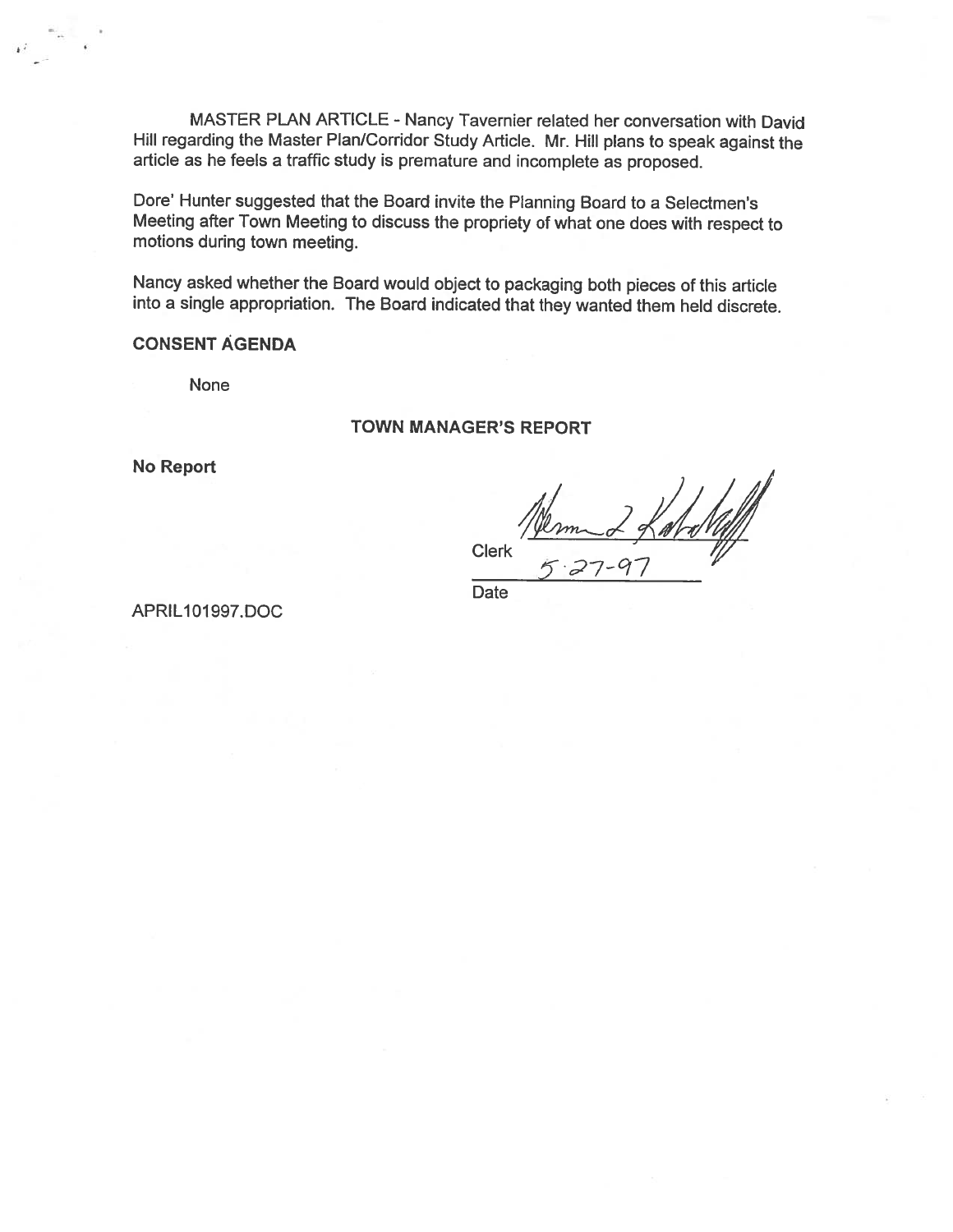MASTER PLAN ARTICLE - Nancy Tavernier related her conversation with David Hill regarding the Master Plan/Corridor Study Article. Mr. Hill plans to speak against the article as he feels a traffic study is premature and incomplete as proposed.

Dore' Hunter suggested that the Board invite the Planning Board to a Selectmen's Meeting after Town Meeting to discuss the propriety of what one does with respect to motions during town meeting.

Nancy asked whether the Board would object to packaging both pieces of this article into a single appropriation. The Board indicated that they wanted them held discrete.

**CONSENT AGENDA**

None

**TOWN MANAGER'S REPORT**

**No Report**

Clerk

5-27-97

Date

APRIL101997.DOC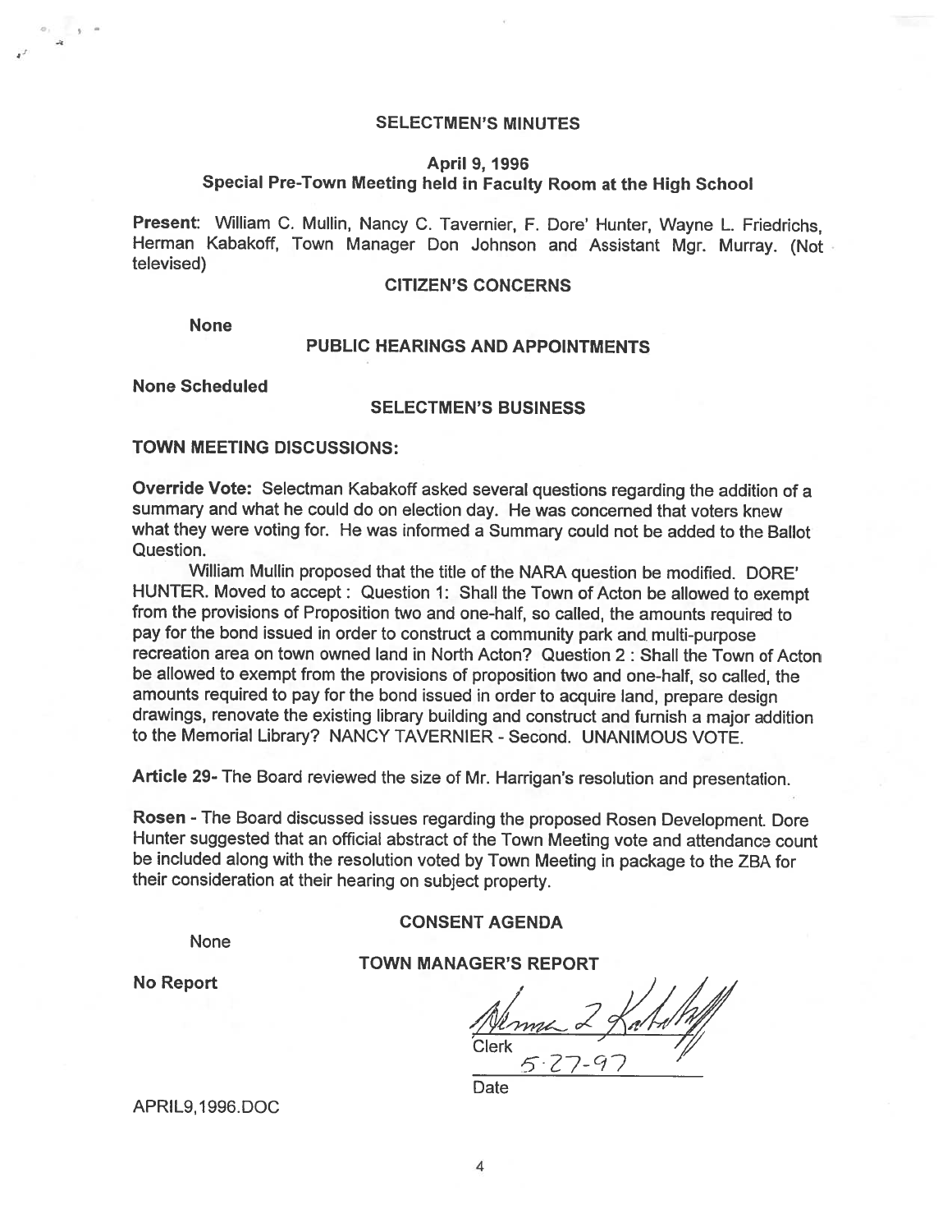## SELECTMEN'S MINUTES

### April 9, 1996

### Special Pre-Town Meeting held in Faculty Room at the High School

**Present**: William C. Mullin, Nancy C. Tavernier, F. Dore' Hunter, Wayne L. Friedrichs, Herman Kabakoff, Town Manager Don Johnson and Assistant Mgr. Murray. (Not televised)

### CITIZEN'S CONCERNS

**None**

### PUBLIC HEARINGS AND APPOINTMENTS

**None Scheduled**

### SELECTMEN'S BUSINESS

**TOWN MEETING DISCUSSIONS:**

**Override Vote:** Selectman Kabakoff asked several questions regarding the addition of a summary and what he could do on election day. He was concerned that voters knew what they were voting for. He was informed a Summary could not be added to the Ballot Question.

William Mullin proposed that the title of the NARA question be modified. DORE' HUNTER. Moved to accept : Question 1: Shall the Town of Acton be allowed to exempt from the provisions of Proposition two and one-half, so called, the amounts required to pay for the bond issued in order to construct a community park and multi-purpose recreation area on town owned land in North Acton? Question 2 : Shall the Town of Acton be allowed to exempt from the provisions of proposition two and one-half, so called, the amounts required to pay for the bond issued in order to acquire land, prepare design drawings, renovate the existing library building and construct and furnish a major addition to the Memorial Library? NANCY TAVERNIER - Second. UNANIMOUS VOTE.

**Article 29-** The Board reviewed the size of Mr. Harrigan's resolution and presentation.

**Rosen** - The Board discussed issues regarding the proposed Rosen Development. Dore Hunter suggested that an official abstract of the Town Meeting vote and attendance count be included along with the resolution voted by Town Meeting in package to the ZBA for their consideration at their hearing on subject property.

### CONSENT AGENDA

None

### TOWN MANAGER'S REPORT

**No Report**

Herman L. Kabakoff
Clerk

5-27-97
Date

APRIL9,1996.DOC